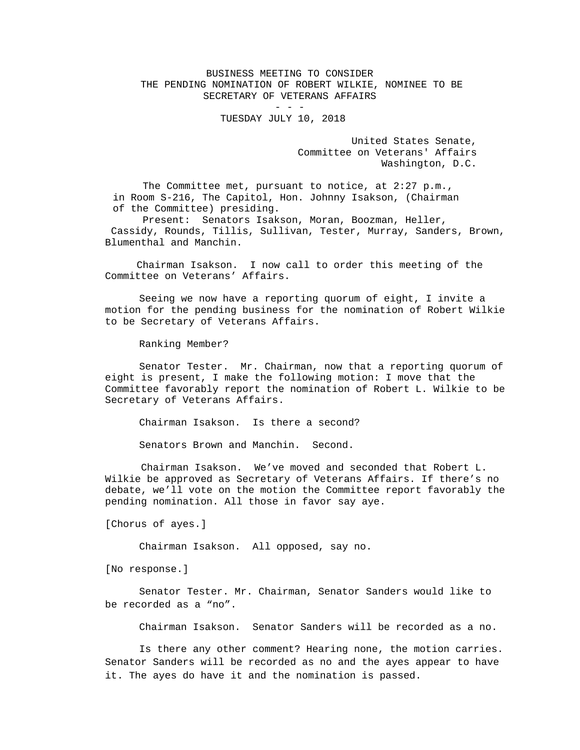# BUSINESS MEETING TO CONSIDER THE PENDING NOMINATION OF ROBERT WILKIE, NOMINEE TO BE SECRETARY OF VETERANS AFFAIRS

- - -

TUESDAY JULY 10, 2018

United States Senate,
Committee on Veterans' Affairs
Washington, D.C.

The Committee met, pursuant to notice, at 2:27 p.m., in Room S-216, The Capitol, Hon. Johnny Isakson, (Chairman of the Committee) presiding.

Present: Senators Isakson, Moran, Boozman, Heller, Cassidy, Rounds, Tillis, Sullivan, Tester, Murray, Sanders, Brown, Blumenthal and Manchin.

Chairman Isakson. I now call to order this meeting of the Committee on Veterans' Affairs.

Seeing we now have a reporting quorum of eight, I invite a motion for the pending business for the nomination of Robert Wilkie to be Secretary of Veterans Affairs.

Ranking Member?

Senator Tester. Mr. Chairman, now that a reporting quorum of eight is present, I make the following motion: I move that the Committee favorably report the nomination of Robert L. Wilkie to be Secretary of Veterans Affairs.

Chairman Isakson. Is there a second?

Senators Brown and Manchin. Second.

Chairman Isakson. We've moved and seconded that Robert L. Wilkie be approved as Secretary of Veterans Affairs. If there's no debate, we'll vote on the motion the Committee report favorably the pending nomination. All those in favor say aye.

[Chorus of ayes.]

Chairman Isakson. All opposed, say no.

[No response.]

Senator Tester. Mr. Chairman, Senator Sanders would like to be recorded as a "no".

Chairman Isakson. Senator Sanders will be recorded as a no.

Is there any other comment? Hearing none, the motion carries. Senator Sanders will be recorded as no and the ayes appear to have it. The ayes do have it and the nomination is passed.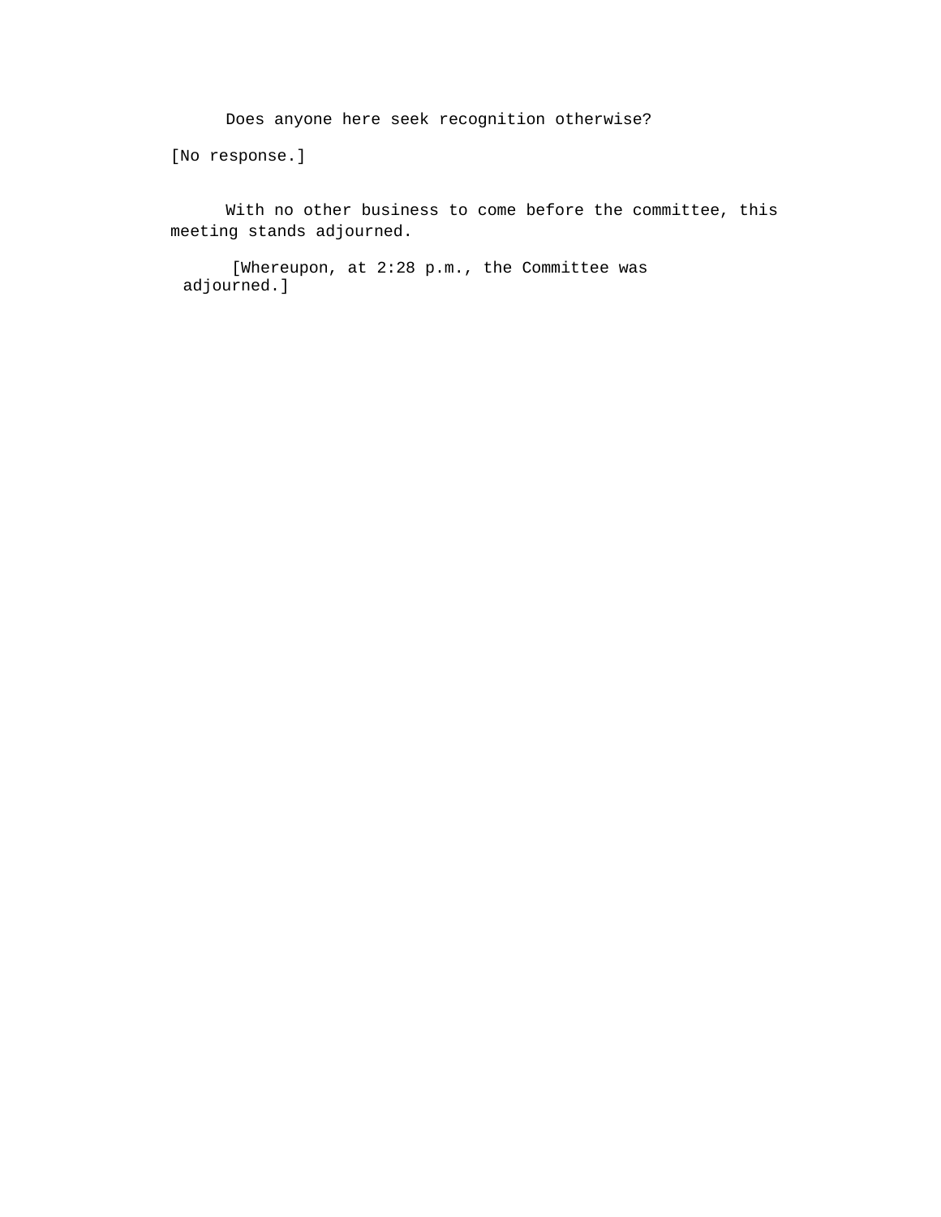Does anyone here seek recognition otherwise?

[No response.]

With no other business to come before the committee, this meeting stands adjourned.

[Whereupon, at 2:28 p.m., the Committee was adjourned.]